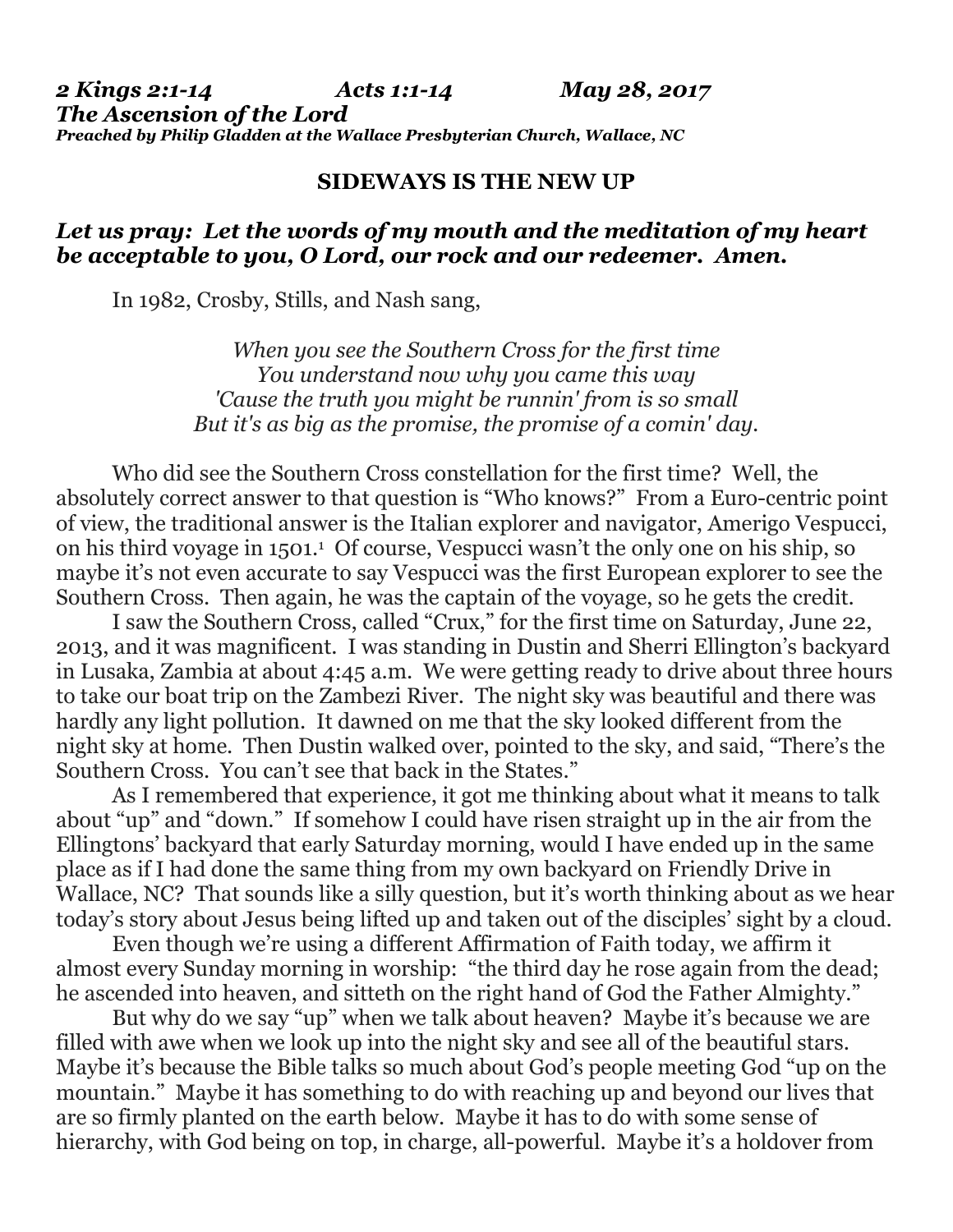***2 Kings 2:1-14 Acts 1:1-14 May 28, 2017***
***The Ascension of the Lord***
***Preached by Philip Gladden at the Wallace Presbyterian Church, Wallace, NC***

## SIDEWAYS IS THE NEW UP

***Let us pray: Let the words of my mouth and the meditation of my heart be acceptable to you, O Lord, our rock and our redeemer. Amen.***

In 1982, Crosby, Stills, and Nash sang,

> *When you see the Southern Cross for the first time*
> *You understand now why you came this way*
> *'Cause the truth you might be runnin' from is so small*
> *But it's as big as the promise, the promise of a comin' day.*

Who did see the Southern Cross constellation for the first time? Well, the absolutely correct answer to that question is "Who knows?" From a Euro-centric point of view, the traditional answer is the Italian explorer and navigator, Amerigo Vespucci, on his third voyage in 1501.[1] Of course, Vespucci wasn't the only one on his ship, so maybe it's not even accurate to say Vespucci was the first European explorer to see the Southern Cross. Then again, he was the captain of the voyage, so he gets the credit.

I saw the Southern Cross, called "Crux," for the first time on Saturday, June 22, 2013, and it was magnificent. I was standing in Dustin and Sherri Ellington's backyard in Lusaka, Zambia at about 4:45 a.m. We were getting ready to drive about three hours to take our boat trip on the Zambezi River. The night sky was beautiful and there was hardly any light pollution. It dawned on me that the sky looked different from the night sky at home. Then Dustin walked over, pointed to the sky, and said, "There's the Southern Cross. You can't see that back in the States."

As I remembered that experience, it got me thinking about what it means to talk about "up" and "down." If somehow I could have risen straight up in the air from the Ellingtons' backyard that early Saturday morning, would I have ended up in the same place as if I had done the same thing from my own backyard on Friendly Drive in Wallace, NC? That sounds like a silly question, but it's worth thinking about as we hear today's story about Jesus being lifted up and taken out of the disciples' sight by a cloud.

Even though we're using a different Affirmation of Faith today, we affirm it almost every Sunday morning in worship: "the third day he rose again from the dead; he ascended into heaven, and sitteth on the right hand of God the Father Almighty."

But why do we say "up" when we talk about heaven? Maybe it's because we are filled with awe when we look up into the night sky and see all of the beautiful stars. Maybe it's because the Bible talks so much about God's people meeting God "up on the mountain." Maybe it has something to do with reaching up and beyond our lives that are so firmly planted on the earth below. Maybe it has to do with some sense of hierarchy, with God being on top, in charge, all-powerful. Maybe it's a holdover from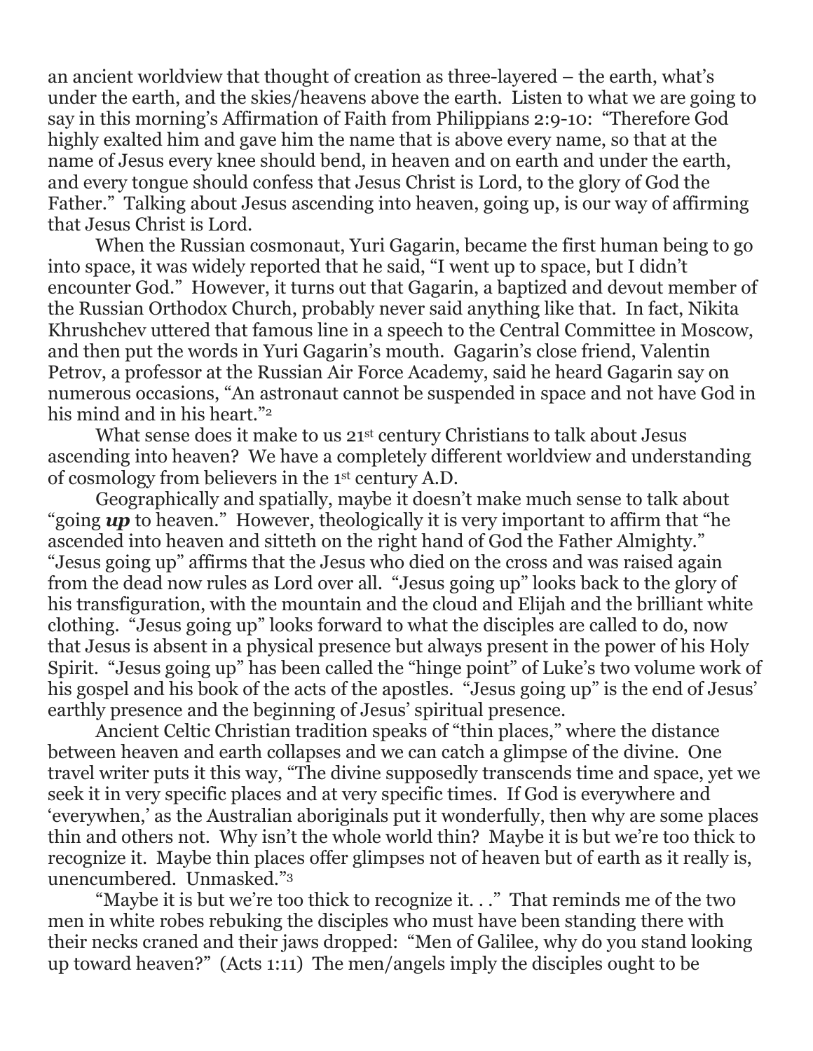an ancient worldview that thought of creation as three-layered – the earth, what's under the earth, and the skies/heavens above the earth. Listen to what we are going to say in this morning's Affirmation of Faith from Philippians 2:9-10: "Therefore God highly exalted him and gave him the name that is above every name, so that at the name of Jesus every knee should bend, in heaven and on earth and under the earth, and every tongue should confess that Jesus Christ is Lord, to the glory of God the Father." Talking about Jesus ascending into heaven, going up, is our way of affirming that Jesus Christ is Lord.

When the Russian cosmonaut, Yuri Gagarin, became the first human being to go into space, it was widely reported that he said, "I went up to space, but I didn't encounter God." However, it turns out that Gagarin, a baptized and devout member of the Russian Orthodox Church, probably never said anything like that. In fact, Nikita Khrushchev uttered that famous line in a speech to the Central Committee in Moscow, and then put the words in Yuri Gagarin's mouth. Gagarin's close friend, Valentin Petrov, a professor at the Russian Air Force Academy, said he heard Gagarin say on numerous occasions, "An astronaut cannot be suspended in space and not have God in his mind and in his heart."[2]

What sense does it make to us 21st century Christians to talk about Jesus ascending into heaven? We have a completely different worldview and understanding of cosmology from believers in the 1st century A.D.

Geographically and spatially, maybe it doesn't make much sense to talk about "going ***up*** to heaven." However, theologically it is very important to affirm that "he ascended into heaven and sitteth on the right hand of God the Father Almighty." "Jesus going up" affirms that the Jesus who died on the cross and was raised again from the dead now rules as Lord over all. "Jesus going up" looks back to the glory of his transfiguration, with the mountain and the cloud and Elijah and the brilliant white clothing. "Jesus going up" looks forward to what the disciples are called to do, now that Jesus is absent in a physical presence but always present in the power of his Holy Spirit. "Jesus going up" has been called the "hinge point" of Luke's two volume work of his gospel and his book of the acts of the apostles. "Jesus going up" is the end of Jesus' earthly presence and the beginning of Jesus' spiritual presence.

Ancient Celtic Christian tradition speaks of "thin places," where the distance between heaven and earth collapses and we can catch a glimpse of the divine. One travel writer puts it this way, "The divine supposedly transcends time and space, yet we seek it in very specific places and at very specific times. If God is everywhere and 'everywhen,' as the Australian aboriginals put it wonderfully, then why are some places thin and others not. Why isn't the whole world thin? Maybe it is but we're too thick to recognize it. Maybe thin places offer glimpses not of heaven but of earth as it really is, unencumbered. Unmasked."[3]

"Maybe it is but we're too thick to recognize it. . ." That reminds me of the two men in white robes rebuking the disciples who must have been standing there with their necks craned and their jaws dropped: "Men of Galilee, why do you stand looking up toward heaven?" (Acts 1:11) The men/angels imply the disciples ought to be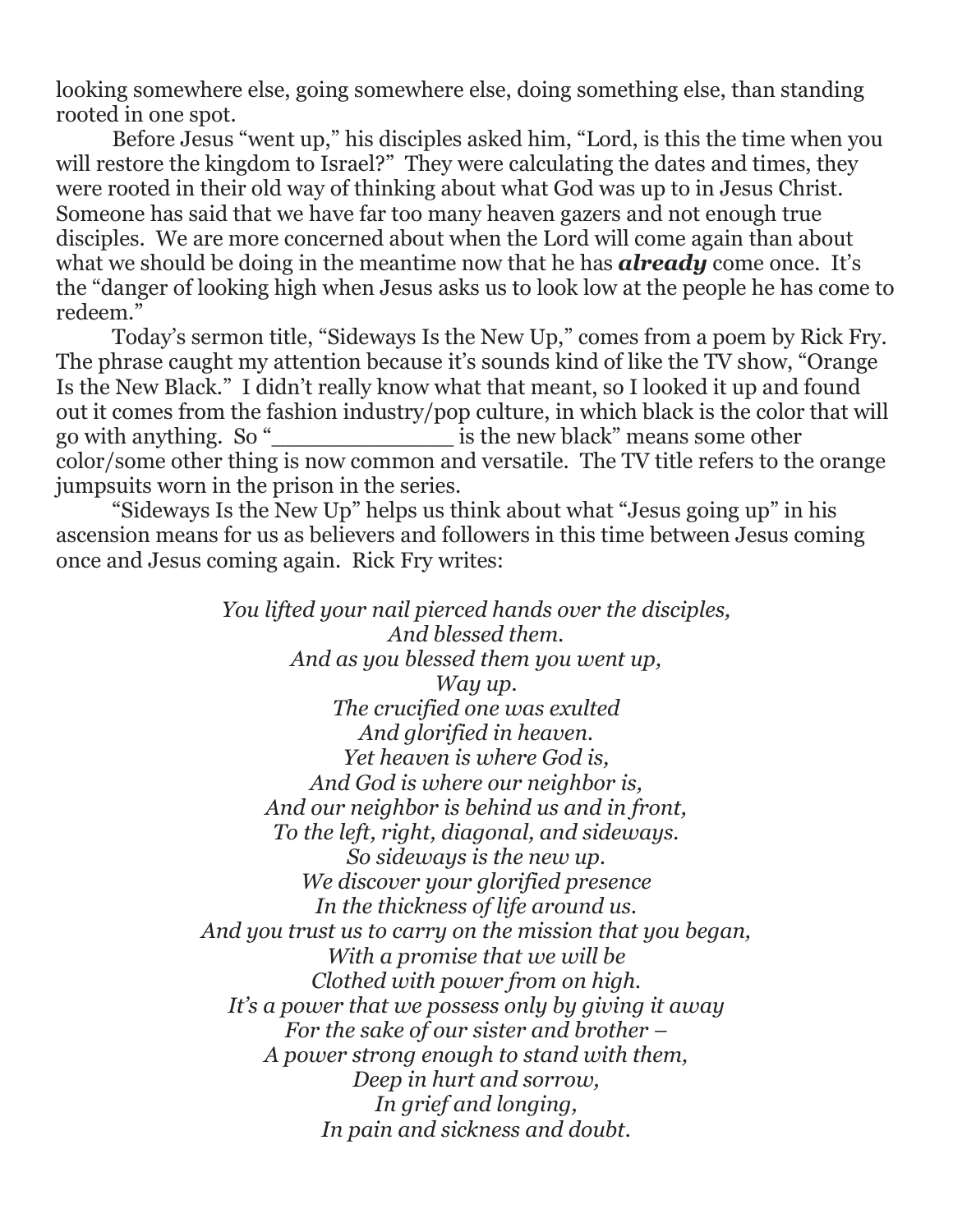looking somewhere else, going somewhere else, doing something else, than standing rooted in one spot.

Before Jesus "went up," his disciples asked him, "Lord, is this the time when you will restore the kingdom to Israel?" They were calculating the dates and times, they were rooted in their old way of thinking about what God was up to in Jesus Christ. Someone has said that we have far too many heaven gazers and not enough true disciples. We are more concerned about when the Lord will come again than about what we should be doing in the meantime now that he has ***already*** come once. It's the "danger of looking high when Jesus asks us to look low at the people he has come to redeem."

Today's sermon title, "Sideways Is the New Up," comes from a poem by Rick Fry. The phrase caught my attention because it's sounds kind of like the TV show, "Orange Is the New Black." I didn't really know what that meant, so I looked it up and found out it comes from the fashion industry/pop culture, in which black is the color that will go with anything. So "_____________ is the new black" means some other color/some other thing is now common and versatile. The TV title refers to the orange jumpsuits worn in the prison in the series.

"Sideways Is the New Up" helps us think about what "Jesus going up" in his ascension means for us as believers and followers in this time between Jesus coming once and Jesus coming again. Rick Fry writes:

*You lifted your nail pierced hands over the disciples,*
*And blessed them.*
*And as you blessed them you went up,*
*Way up.*
*The crucified one was exulted*
*And glorified in heaven.*
*Yet heaven is where God is,*
*And God is where our neighbor is,*
*And our neighbor is behind us and in front,*
*To the left, right, diagonal, and sideways.*
*So sideways is the new up.*
*We discover your glorified presence*
*In the thickness of life around us.*
*And you trust us to carry on the mission that you began,*
*With a promise that we will be*
*Clothed with power from on high.*
*It's a power that we possess only by giving it away*
*For the sake of our sister and brother –*
*A power strong enough to stand with them,*
*Deep in hurt and sorrow,*
*In grief and longing,*
*In pain and sickness and doubt.*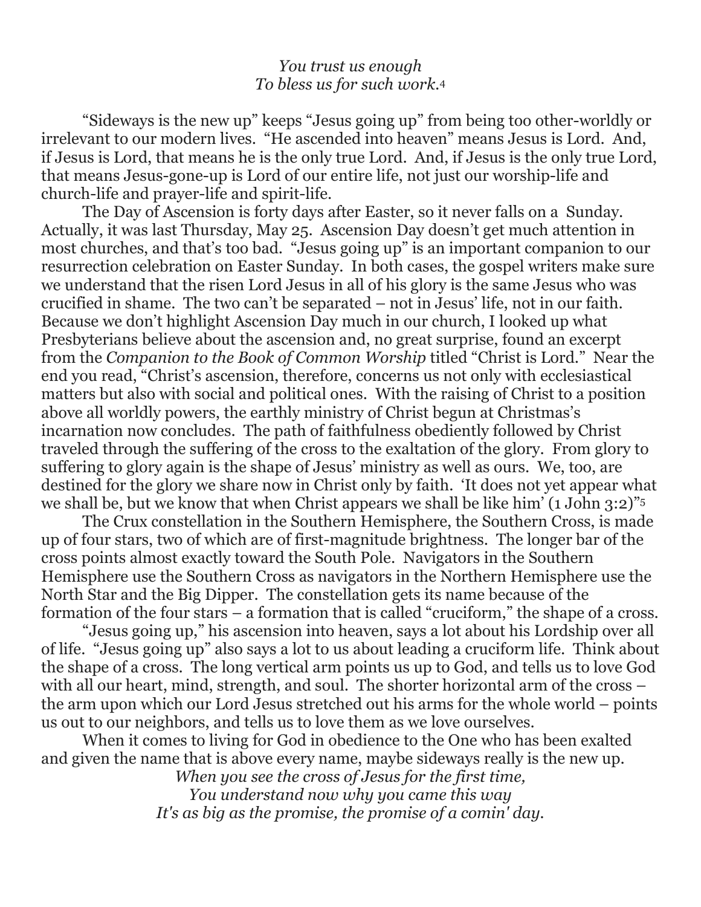*You trust us enough*
*To bless us for such work.*[4]

"Sideways is the new up" keeps "Jesus going up" from being too other-worldly or irrelevant to our modern lives. "He ascended into heaven" means Jesus is Lord. And, if Jesus is Lord, that means he is the only true Lord. And, if Jesus is the only true Lord, that means Jesus-gone-up is Lord of our entire life, not just our worship-life and church-life and prayer-life and spirit-life.

The Day of Ascension is forty days after Easter, so it never falls on a Sunday. Actually, it was last Thursday, May 25. Ascension Day doesn't get much attention in most churches, and that's too bad. "Jesus going up" is an important companion to our resurrection celebration on Easter Sunday. In both cases, the gospel writers make sure we understand that the risen Lord Jesus in all of his glory is the same Jesus who was crucified in shame. The two can't be separated – not in Jesus' life, not in our faith. Because we don't highlight Ascension Day much in our church, I looked up what Presbyterians believe about the ascension and, no great surprise, found an excerpt from the *Companion to the Book of Common Worship* titled "Christ is Lord." Near the end you read, "Christ's ascension, therefore, concerns us not only with ecclesiastical matters but also with social and political ones. With the raising of Christ to a position above all worldly powers, the earthly ministry of Christ begun at Christmas's incarnation now concludes. The path of faithfulness obediently followed by Christ traveled through the suffering of the cross to the exaltation of the glory. From glory to suffering to glory again is the shape of Jesus' ministry as well as ours. We, too, are destined for the glory we share now in Christ only by faith. 'It does not yet appear what we shall be, but we know that when Christ appears we shall be like him' (1 John 3:2)"[5]

The Crux constellation in the Southern Hemisphere, the Southern Cross, is made up of four stars, two of which are of first-magnitude brightness. The longer bar of the cross points almost exactly toward the South Pole. Navigators in the Southern Hemisphere use the Southern Cross as navigators in the Northern Hemisphere use the North Star and the Big Dipper. The constellation gets its name because of the formation of the four stars – a formation that is called "cruciform," the shape of a cross.

"Jesus going up," his ascension into heaven, says a lot about his Lordship over all of life. "Jesus going up" also says a lot to us about leading a cruciform life. Think about the shape of a cross. The long vertical arm points us up to God, and tells us to love God with all our heart, mind, strength, and soul. The shorter horizontal arm of the cross – the arm upon which our Lord Jesus stretched out his arms for the whole world – points us out to our neighbors, and tells us to love them as we love ourselves.

When it comes to living for God in obedience to the One who has been exalted and given the name that is above every name, maybe sideways really is the new up.

*When you see the cross of Jesus for the first time,*
*You understand now why you came this way*
*It's as big as the promise, the promise of a comin' day.*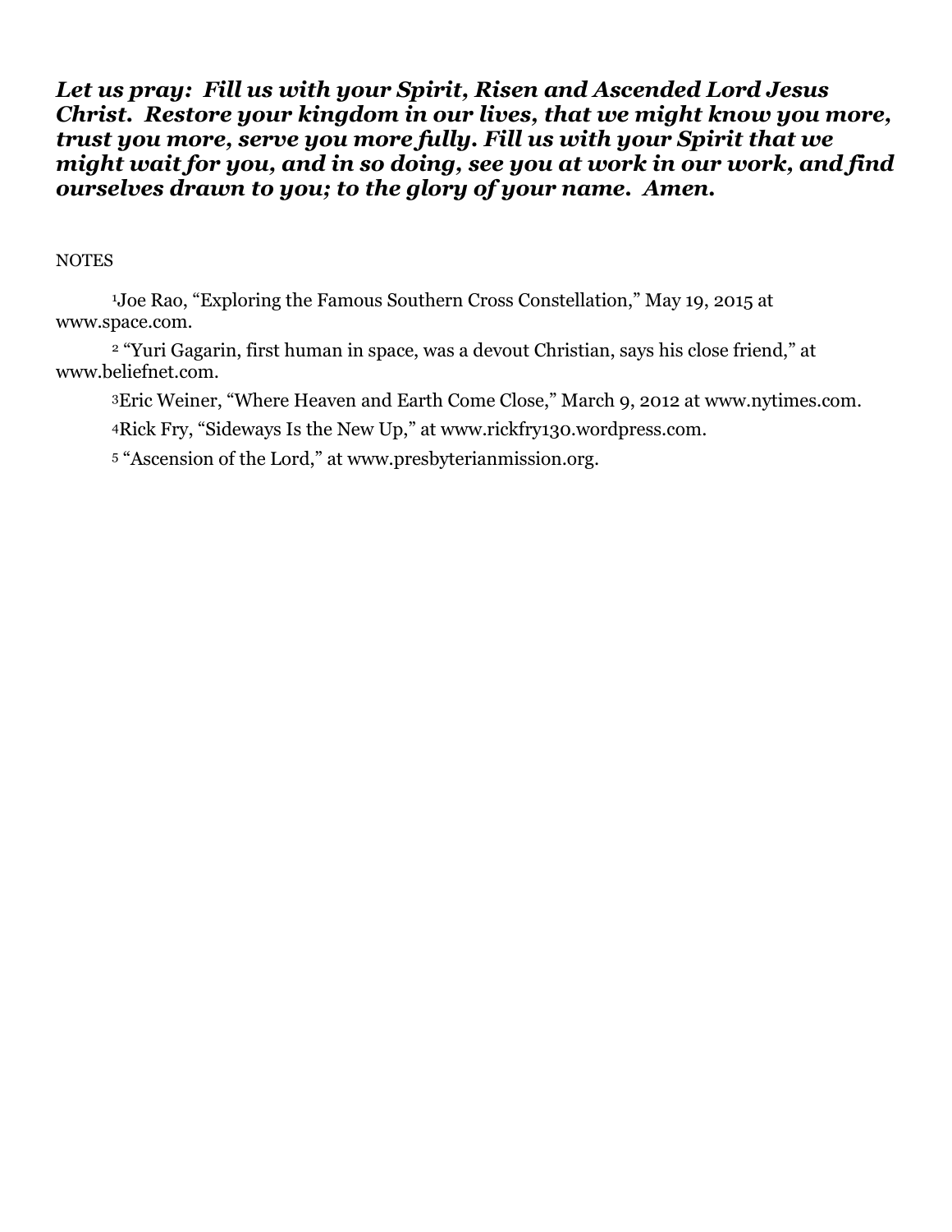***Let us pray: Fill us with your Spirit, Risen and Ascended Lord Jesus Christ. Restore your kingdom in our lives, that we might know you more, trust you more, serve you more fully. Fill us with your Spirit that we might wait for you, and in so doing, see you at work in our work, and find ourselves drawn to you; to the glory of your name. Amen.***

NOTES

[1]Joe Rao, "Exploring the Famous Southern Cross Constellation," May 19, 2015 at www.space.com.

[2] "Yuri Gagarin, first human in space, was a devout Christian, says his close friend," at www.beliefnet.com.

[3]Eric Weiner, "Where Heaven and Earth Come Close," March 9, 2012 at www.nytimes.com.

[4]Rick Fry, "Sideways Is the New Up," at www.rickfry130.wordpress.com.

[5] "Ascension of the Lord," at www.presbyterianmission.org.